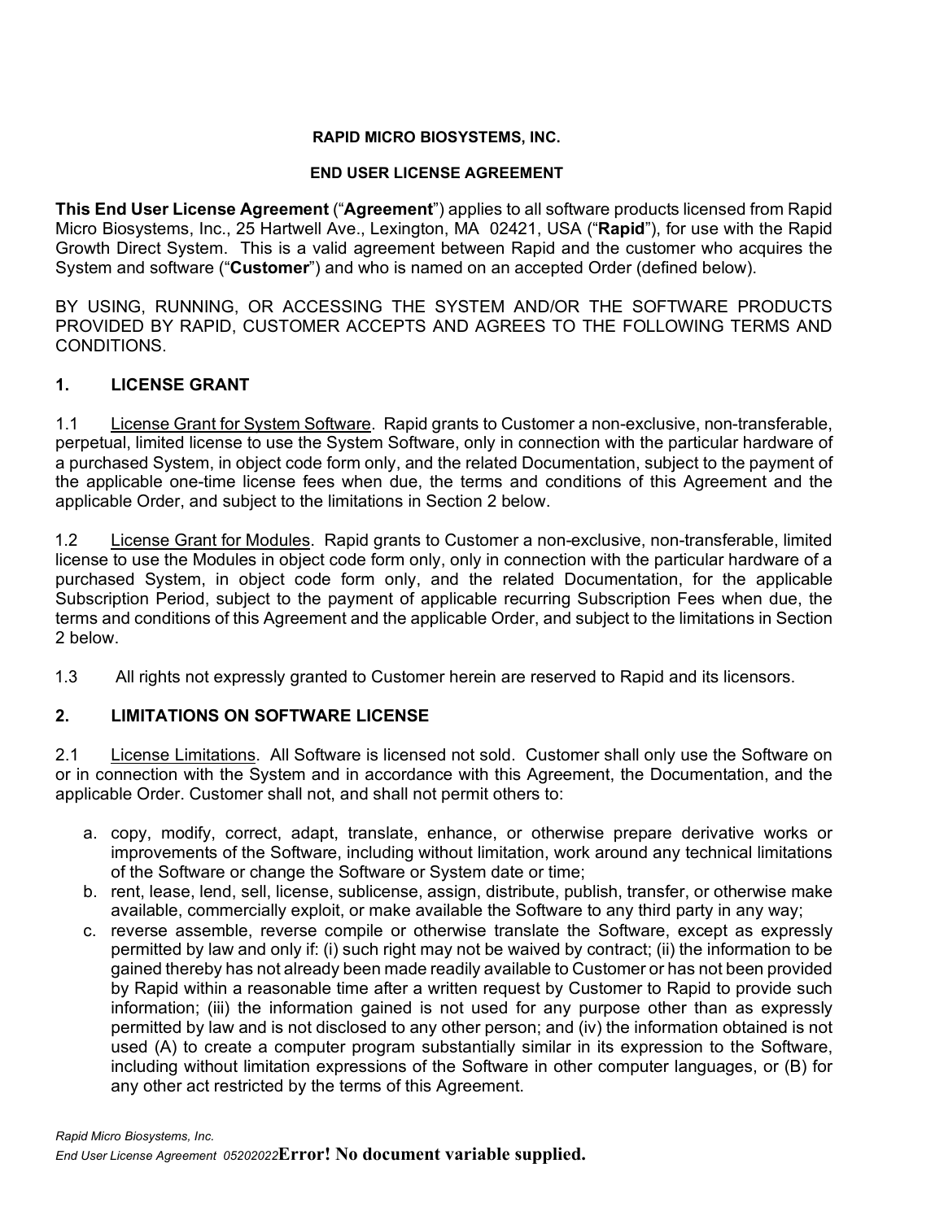**RAPID MICRO BIOSYSTEMS, INC.**

**END USER LICENSE AGREEMENT**

**This End User License Agreement** ("**Agreement**") applies to all software products licensed from Rapid Micro Biosystems, Inc., 25 Hartwell Ave., Lexington, MA 02421, USA ("**Rapid**"), for use with the Rapid Growth Direct System. This is a valid agreement between Rapid and the customer who acquires the System and software ("**Customer**") and who is named on an accepted Order (defined below).

BY USING, RUNNING, OR ACCESSING THE SYSTEM AND/OR THE SOFTWARE PRODUCTS PROVIDED BY RAPID, CUSTOMER ACCEPTS AND AGREES TO THE FOLLOWING TERMS AND CONDITIONS.

## 1. LICENSE GRANT

1.1 License Grant for System Software. Rapid grants to Customer a non-exclusive, non-transferable, perpetual, limited license to use the System Software, only in connection with the particular hardware of a purchased System, in object code form only, and the related Documentation, subject to the payment of the applicable one-time license fees when due, the terms and conditions of this Agreement and the applicable Order, and subject to the limitations in Section 2 below.

1.2 License Grant for Modules. Rapid grants to Customer a non-exclusive, non-transferable, limited license to use the Modules in object code form only, only in connection with the particular hardware of a purchased System, in object code form only, and the related Documentation, for the applicable Subscription Period, subject to the payment of applicable recurring Subscription Fees when due, the terms and conditions of this Agreement and the applicable Order, and subject to the limitations in Section 2 below.

1.3 All rights not expressly granted to Customer herein are reserved to Rapid and its licensors.

## 2. LIMITATIONS ON SOFTWARE LICENSE

2.1 License Limitations. All Software is licensed not sold. Customer shall only use the Software on or in connection with the System and in accordance with this Agreement, the Documentation, and the applicable Order. Customer shall not, and shall not permit others to:

a. copy, modify, correct, adapt, translate, enhance, or otherwise prepare derivative works or improvements of the Software, including without limitation, work around any technical limitations of the Software or change the Software or System date or time;
b. rent, lease, lend, sell, license, sublicense, assign, distribute, publish, transfer, or otherwise make available, commercially exploit, or make available the Software to any third party in any way;
c. reverse assemble, reverse compile or otherwise translate the Software, except as expressly permitted by law and only if: (i) such right may not be waived by contract; (ii) the information to be gained thereby has not already been made readily available to Customer or has not been provided by Rapid within a reasonable time after a written request by Customer to Rapid to provide such information; (iii) the information gained is not used for any purpose other than as expressly permitted by law and is not disclosed to any other person; and (iv) the information obtained is not used (A) to create a computer program substantially similar in its expression to the Software, including without limitation expressions of the Software in other computer languages, or (B) for any other act restricted by the terms of this Agreement.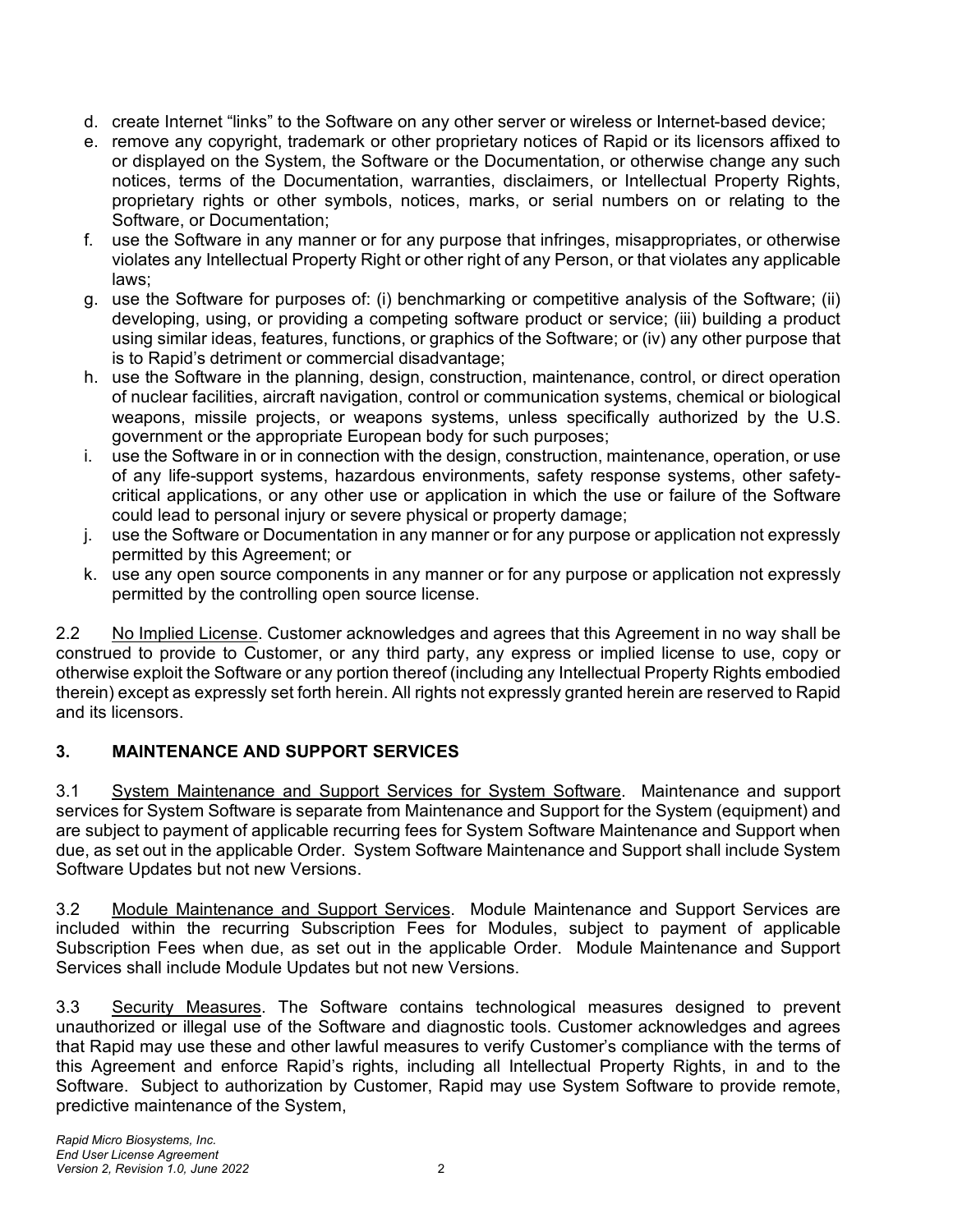d. create Internet "links" to the Software on any other server or wireless or Internet-based device;
e. remove any copyright, trademark or other proprietary notices of Rapid or its licensors affixed to or displayed on the System, the Software or the Documentation, or otherwise change any such notices, terms of the Documentation, warranties, disclaimers, or Intellectual Property Rights, proprietary rights or other symbols, notices, marks, or serial numbers on or relating to the Software, or Documentation;
f. use the Software in any manner or for any purpose that infringes, misappropriates, or otherwise violates any Intellectual Property Right or other right of any Person, or that violates any applicable laws;
g. use the Software for purposes of: (i) benchmarking or competitive analysis of the Software; (ii) developing, using, or providing a competing software product or service; (iii) building a product using similar ideas, features, functions, or graphics of the Software; or (iv) any other purpose that is to Rapid's detriment or commercial disadvantage;
h. use the Software in the planning, design, construction, maintenance, control, or direct operation of nuclear facilities, aircraft navigation, control or communication systems, chemical or biological weapons, missile projects, or weapons systems, unless specifically authorized by the U.S. government or the appropriate European body for such purposes;
i. use the Software in or in connection with the design, construction, maintenance, operation, or use of any life-support systems, hazardous environments, safety response systems, other safety-critical applications, or any other use or application in which the use or failure of the Software could lead to personal injury or severe physical or property damage;
j. use the Software or Documentation in any manner or for any purpose or application not expressly permitted by this Agreement; or
k. use any open source components in any manner or for any purpose or application not expressly permitted by the controlling open source license.

2.2 No Implied License. Customer acknowledges and agrees that this Agreement in no way shall be construed to provide to Customer, or any third party, any express or implied license to use, copy or otherwise exploit the Software or any portion thereof (including any Intellectual Property Rights embodied therein) except as expressly set forth herein. All rights not expressly granted herein are reserved to Rapid and its licensors.

### 3. MAINTENANCE AND SUPPORT SERVICES

3.1 System Maintenance and Support Services for System Software. Maintenance and support services for System Software is separate from Maintenance and Support for the System (equipment) and are subject to payment of applicable recurring fees for System Software Maintenance and Support when due, as set out in the applicable Order. System Software Maintenance and Support shall include System Software Updates but not new Versions.

3.2 Module Maintenance and Support Services. Module Maintenance and Support Services are included within the recurring Subscription Fees for Modules, subject to payment of applicable Subscription Fees when due, as set out in the applicable Order. Module Maintenance and Support Services shall include Module Updates but not new Versions.

3.3 Security Measures. The Software contains technological measures designed to prevent unauthorized or illegal use of the Software and diagnostic tools. Customer acknowledges and agrees that Rapid may use these and other lawful measures to verify Customer's compliance with the terms of this Agreement and enforce Rapid's rights, including all Intellectual Property Rights, in and to the Software. Subject to authorization by Customer, Rapid may use System Software to provide remote, predictive maintenance of the System,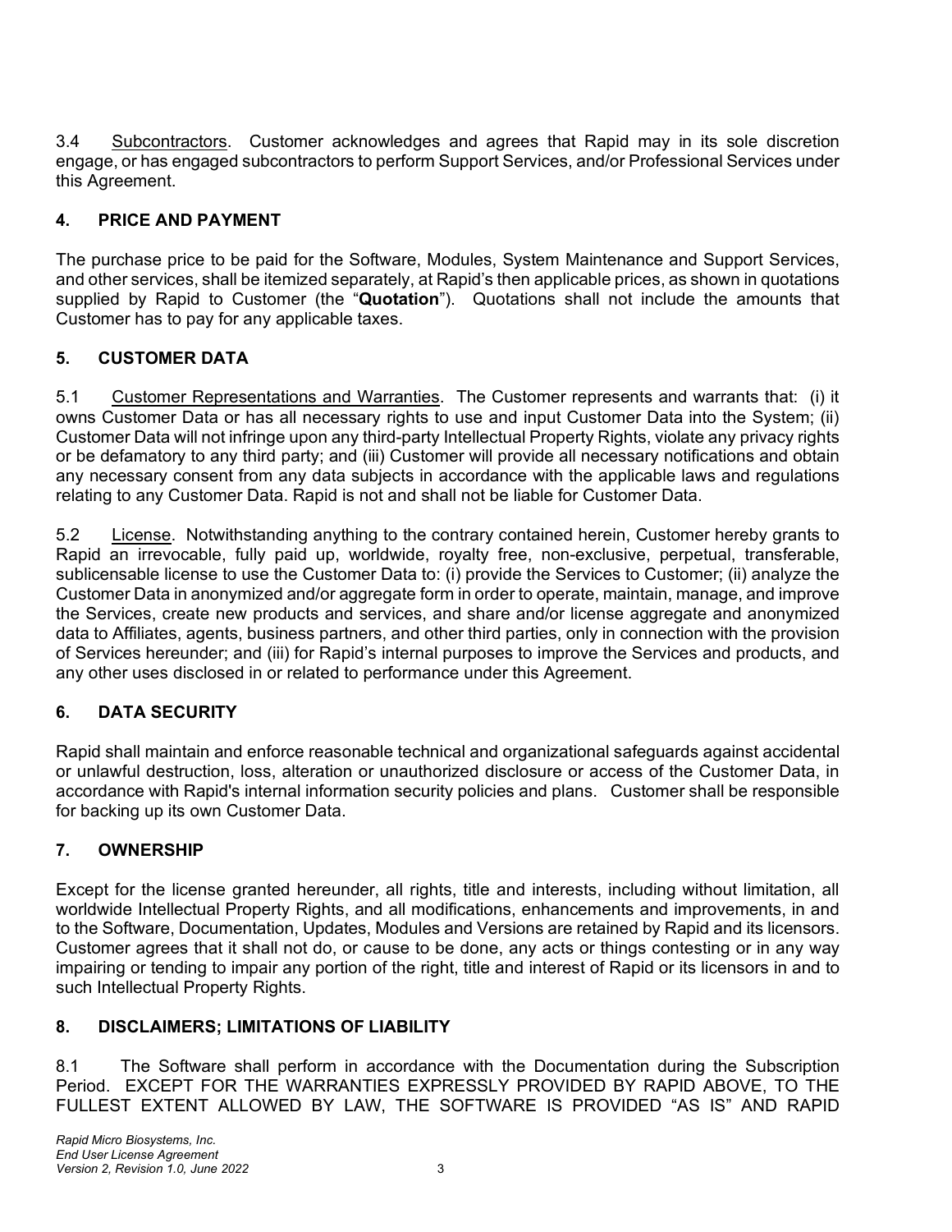3.4 Subcontractors. Customer acknowledges and agrees that Rapid may in its sole discretion engage, or has engaged subcontractors to perform Support Services, and/or Professional Services under this Agreement.

## 4. PRICE AND PAYMENT

The purchase price to be paid for the Software, Modules, System Maintenance and Support Services, and other services, shall be itemized separately, at Rapid's then applicable prices, as shown in quotations supplied by Rapid to Customer (the "**Quotation**"). Quotations shall not include the amounts that Customer has to pay for any applicable taxes.

## 5. CUSTOMER DATA

5.1 Customer Representations and Warranties. The Customer represents and warrants that: (i) it owns Customer Data or has all necessary rights to use and input Customer Data into the System; (ii) Customer Data will not infringe upon any third-party Intellectual Property Rights, violate any privacy rights or be defamatory to any third party; and (iii) Customer will provide all necessary notifications and obtain any necessary consent from any data subjects in accordance with the applicable laws and regulations relating to any Customer Data. Rapid is not and shall not be liable for Customer Data.

5.2 License. Notwithstanding anything to the contrary contained herein, Customer hereby grants to Rapid an irrevocable, fully paid up, worldwide, royalty free, non-exclusive, perpetual, transferable, sublicensable license to use the Customer Data to: (i) provide the Services to Customer; (ii) analyze the Customer Data in anonymized and/or aggregate form in order to operate, maintain, manage, and improve the Services, create new products and services, and share and/or license aggregate and anonymized data to Affiliates, agents, business partners, and other third parties, only in connection with the provision of Services hereunder; and (iii) for Rapid's internal purposes to improve the Services and products, and any other uses disclosed in or related to performance under this Agreement.

## 6. DATA SECURITY

Rapid shall maintain and enforce reasonable technical and organizational safeguards against accidental or unlawful destruction, loss, alteration or unauthorized disclosure or access of the Customer Data, in accordance with Rapid's internal information security policies and plans. Customer shall be responsible for backing up its own Customer Data.

## 7. OWNERSHIP

Except for the license granted hereunder, all rights, title and interests, including without limitation, all worldwide Intellectual Property Rights, and all modifications, enhancements and improvements, in and to the Software, Documentation, Updates, Modules and Versions are retained by Rapid and its licensors. Customer agrees that it shall not do, or cause to be done, any acts or things contesting or in any way impairing or tending to impair any portion of the right, title and interest of Rapid or its licensors in and to such Intellectual Property Rights.

## 8. DISCLAIMERS; LIMITATIONS OF LIABILITY

8.1 The Software shall perform in accordance with the Documentation during the Subscription Period. EXCEPT FOR THE WARRANTIES EXPRESSLY PROVIDED BY RAPID ABOVE, TO THE FULLEST EXTENT ALLOWED BY LAW, THE SOFTWARE IS PROVIDED "AS IS" AND RAPID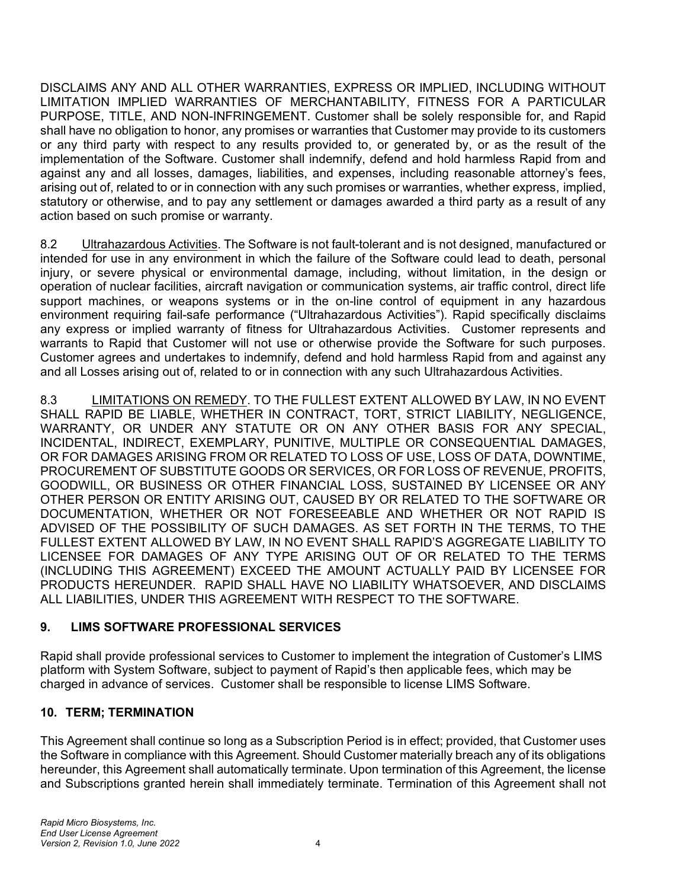DISCLAIMS ANY AND ALL OTHER WARRANTIES, EXPRESS OR IMPLIED, INCLUDING WITHOUT LIMITATION IMPLIED WARRANTIES OF MERCHANTABILITY, FITNESS FOR A PARTICULAR PURPOSE, TITLE, AND NON-INFRINGEMENT. Customer shall be solely responsible for, and Rapid shall have no obligation to honor, any promises or warranties that Customer may provide to its customers or any third party with respect to any results provided to, or generated by, or as the result of the implementation of the Software. Customer shall indemnify, defend and hold harmless Rapid from and against any and all losses, damages, liabilities, and expenses, including reasonable attorney's fees, arising out of, related to or in connection with any such promises or warranties, whether express, implied, statutory or otherwise, and to pay any settlement or damages awarded a third party as a result of any action based on such promise or warranty.

8.2 Ultrahazardous Activities. The Software is not fault-tolerant and is not designed, manufactured or intended for use in any environment in which the failure of the Software could lead to death, personal injury, or severe physical or environmental damage, including, without limitation, in the design or operation of nuclear facilities, aircraft navigation or communication systems, air traffic control, direct life support machines, or weapons systems or in the on-line control of equipment in any hazardous environment requiring fail-safe performance ("Ultrahazardous Activities"). Rapid specifically disclaims any express or implied warranty of fitness for Ultrahazardous Activities. Customer represents and warrants to Rapid that Customer will not use or otherwise provide the Software for such purposes. Customer agrees and undertakes to indemnify, defend and hold harmless Rapid from and against any and all Losses arising out of, related to or in connection with any such Ultrahazardous Activities.

8.3 LIMITATIONS ON REMEDY. TO THE FULLEST EXTENT ALLOWED BY LAW, IN NO EVENT SHALL RAPID BE LIABLE, WHETHER IN CONTRACT, TORT, STRICT LIABILITY, NEGLIGENCE, WARRANTY, OR UNDER ANY STATUTE OR ON ANY OTHER BASIS FOR ANY SPECIAL, INCIDENTAL, INDIRECT, EXEMPLARY, PUNITIVE, MULTIPLE OR CONSEQUENTIAL DAMAGES, OR FOR DAMAGES ARISING FROM OR RELATED TO LOSS OF USE, LOSS OF DATA, DOWNTIME, PROCUREMENT OF SUBSTITUTE GOODS OR SERVICES, OR FOR LOSS OF REVENUE, PROFITS, GOODWILL, OR BUSINESS OR OTHER FINANCIAL LOSS, SUSTAINED BY LICENSEE OR ANY OTHER PERSON OR ENTITY ARISING OUT, CAUSED BY OR RELATED TO THE SOFTWARE OR DOCUMENTATION, WHETHER OR NOT FORESEEABLE AND WHETHER OR NOT RAPID IS ADVISED OF THE POSSIBILITY OF SUCH DAMAGES. AS SET FORTH IN THE TERMS, TO THE FULLEST EXTENT ALLOWED BY LAW, IN NO EVENT SHALL RAPID'S AGGREGATE LIABILITY TO LICENSEE FOR DAMAGES OF ANY TYPE ARISING OUT OF OR RELATED TO THE TERMS (INCLUDING THIS AGREEMENT) EXCEED THE AMOUNT ACTUALLY PAID BY LICENSEE FOR PRODUCTS HEREUNDER. RAPID SHALL HAVE NO LIABILITY WHATSOEVER, AND DISCLAIMS ALL LIABILITIES, UNDER THIS AGREEMENT WITH RESPECT TO THE SOFTWARE.

## 9. LIMS SOFTWARE PROFESSIONAL SERVICES

Rapid shall provide professional services to Customer to implement the integration of Customer's LIMS platform with System Software, subject to payment of Rapid's then applicable fees, which may be charged in advance of services. Customer shall be responsible to license LIMS Software.

## 10. TERM; TERMINATION

This Agreement shall continue so long as a Subscription Period is in effect; provided, that Customer uses the Software in compliance with this Agreement. Should Customer materially breach any of its obligations hereunder, this Agreement shall automatically terminate. Upon termination of this Agreement, the license and Subscriptions granted herein shall immediately terminate. Termination of this Agreement shall not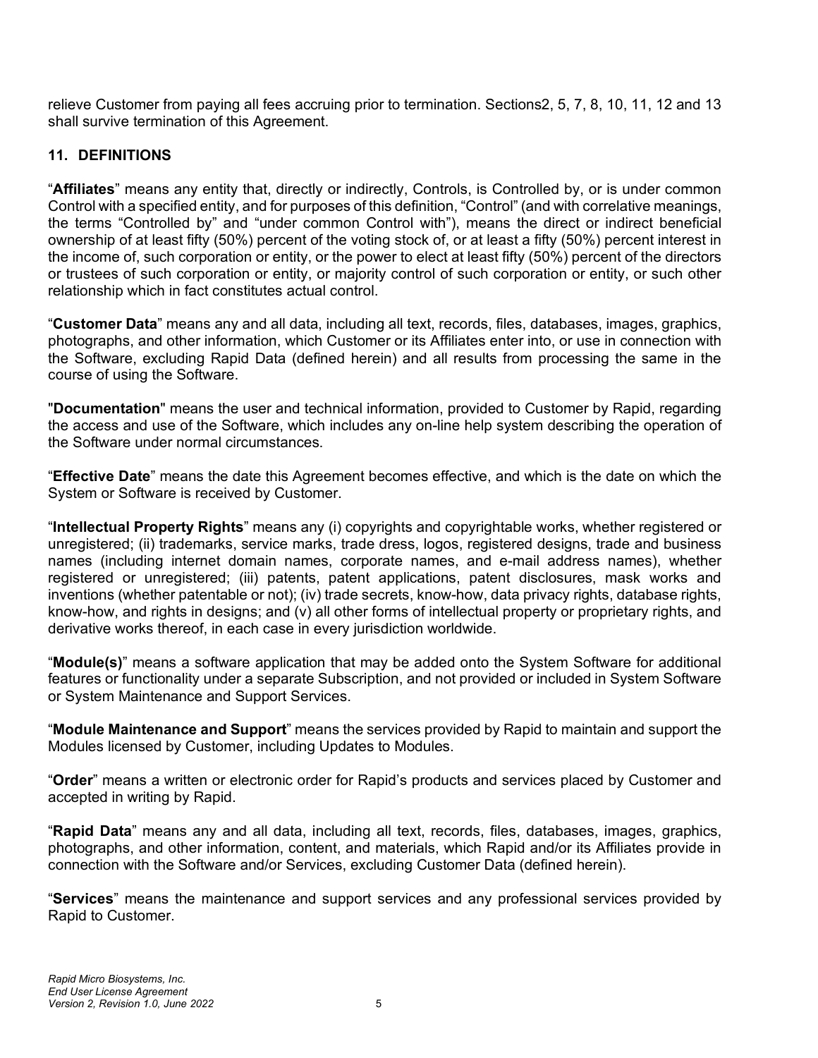relieve Customer from paying all fees accruing prior to termination. Sections2, 5, 7, 8, 10, 11, 12 and 13 shall survive termination of this Agreement.

## 11. DEFINITIONS

"**Affiliates**" means any entity that, directly or indirectly, Controls, is Controlled by, or is under common Control with a specified entity, and for purposes of this definition, "Control" (and with correlative meanings, the terms "Controlled by" and "under common Control with"), means the direct or indirect beneficial ownership of at least fifty (50%) percent of the voting stock of, or at least a fifty (50%) percent interest in the income of, such corporation or entity, or the power to elect at least fifty (50%) percent of the directors or trustees of such corporation or entity, or majority control of such corporation or entity, or such other relationship which in fact constitutes actual control.

"**Customer Data**" means any and all data, including all text, records, files, databases, images, graphics, photographs, and other information, which Customer or its Affiliates enter into, or use in connection with the Software, excluding Rapid Data (defined herein) and all results from processing the same in the course of using the Software.

"**Documentation**" means the user and technical information, provided to Customer by Rapid, regarding the access and use of the Software, which includes any on-line help system describing the operation of the Software under normal circumstances.

"**Effective Date**" means the date this Agreement becomes effective, and which is the date on which the System or Software is received by Customer.

"**Intellectual Property Rights**" means any (i) copyrights and copyrightable works, whether registered or unregistered; (ii) trademarks, service marks, trade dress, logos, registered designs, trade and business names (including internet domain names, corporate names, and e-mail address names), whether registered or unregistered; (iii) patents, patent applications, patent disclosures, mask works and inventions (whether patentable or not); (iv) trade secrets, know-how, data privacy rights, database rights, know-how, and rights in designs; and (v) all other forms of intellectual property or proprietary rights, and derivative works thereof, in each case in every jurisdiction worldwide.

"**Module(s)**" means a software application that may be added onto the System Software for additional features or functionality under a separate Subscription, and not provided or included in System Software or System Maintenance and Support Services.

"**Module Maintenance and Support**" means the services provided by Rapid to maintain and support the Modules licensed by Customer, including Updates to Modules.

"**Order**" means a written or electronic order for Rapid's products and services placed by Customer and accepted in writing by Rapid.

"**Rapid Data**" means any and all data, including all text, records, files, databases, images, graphics, photographs, and other information, content, and materials, which Rapid and/or its Affiliates provide in connection with the Software and/or Services, excluding Customer Data (defined herein).

"**Services**" means the maintenance and support services and any professional services provided by Rapid to Customer.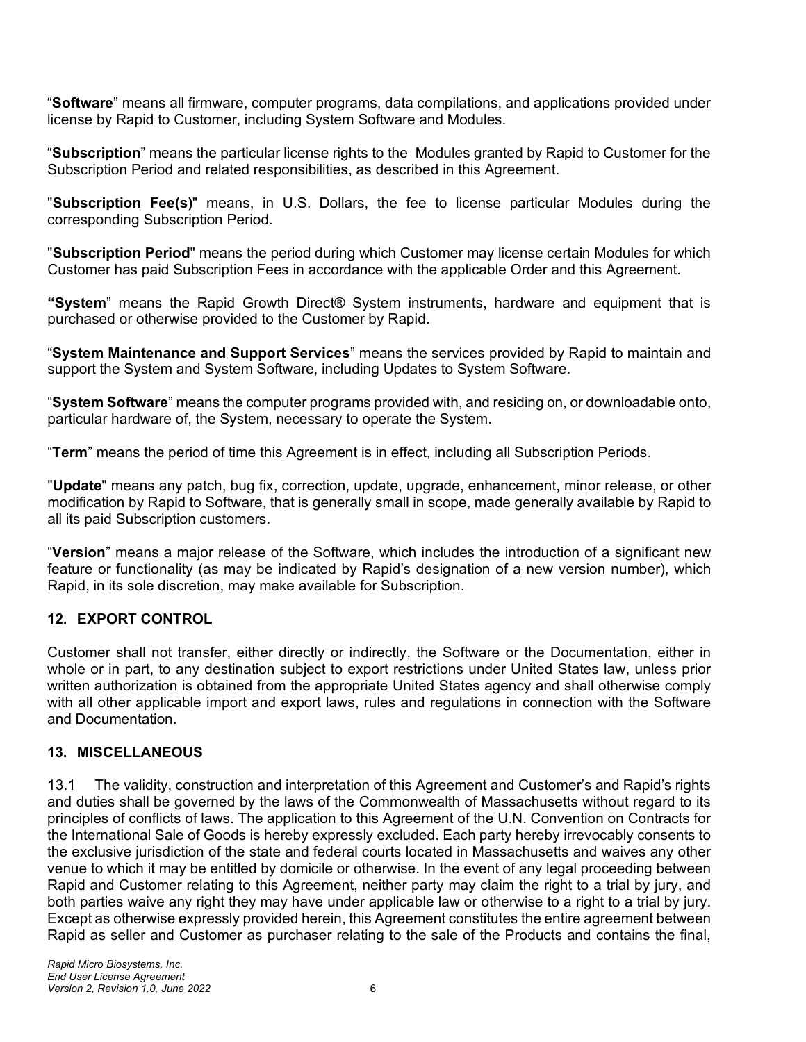"**Software**" means all firmware, computer programs, data compilations, and applications provided under license by Rapid to Customer, including System Software and Modules.

"**Subscription**" means the particular license rights to the Modules granted by Rapid to Customer for the Subscription Period and related responsibilities, as described in this Agreement.

"**Subscription Fee(s)**" means, in U.S. Dollars, the fee to license particular Modules during the corresponding Subscription Period.

"**Subscription Period**" means the period during which Customer may license certain Modules for which Customer has paid Subscription Fees in accordance with the applicable Order and this Agreement.

"**System**" means the Rapid Growth Direct® System instruments, hardware and equipment that is purchased or otherwise provided to the Customer by Rapid.

"**System Maintenance and Support Services**" means the services provided by Rapid to maintain and support the System and System Software, including Updates to System Software.

"**System Software**" means the computer programs provided with, and residing on, or downloadable onto, particular hardware of, the System, necessary to operate the System.

"**Term**" means the period of time this Agreement is in effect, including all Subscription Periods.

"**Update**" means any patch, bug fix, correction, update, upgrade, enhancement, minor release, or other modification by Rapid to Software, that is generally small in scope, made generally available by Rapid to all its paid Subscription customers.

"**Version**" means a major release of the Software, which includes the introduction of a significant new feature or functionality (as may be indicated by Rapid's designation of a new version number), which Rapid, in its sole discretion, may make available for Subscription.

## 12. EXPORT CONTROL

Customer shall not transfer, either directly or indirectly, the Software or the Documentation, either in whole or in part, to any destination subject to export restrictions under United States law, unless prior written authorization is obtained from the appropriate United States agency and shall otherwise comply with all other applicable import and export laws, rules and regulations in connection with the Software and Documentation.

## 13. MISCELLANEOUS

13.1 The validity, construction and interpretation of this Agreement and Customer's and Rapid's rights and duties shall be governed by the laws of the Commonwealth of Massachusetts without regard to its principles of conflicts of laws. The application to this Agreement of the U.N. Convention on Contracts for the International Sale of Goods is hereby expressly excluded. Each party hereby irrevocably consents to the exclusive jurisdiction of the state and federal courts located in Massachusetts and waives any other venue to which it may be entitled by domicile or otherwise. In the event of any legal proceeding between Rapid and Customer relating to this Agreement, neither party may claim the right to a trial by jury, and both parties waive any right they may have under applicable law or otherwise to a right to a trial by jury. Except as otherwise expressly provided herein, this Agreement constitutes the entire agreement between Rapid as seller and Customer as purchaser relating to the sale of the Products and contains the final,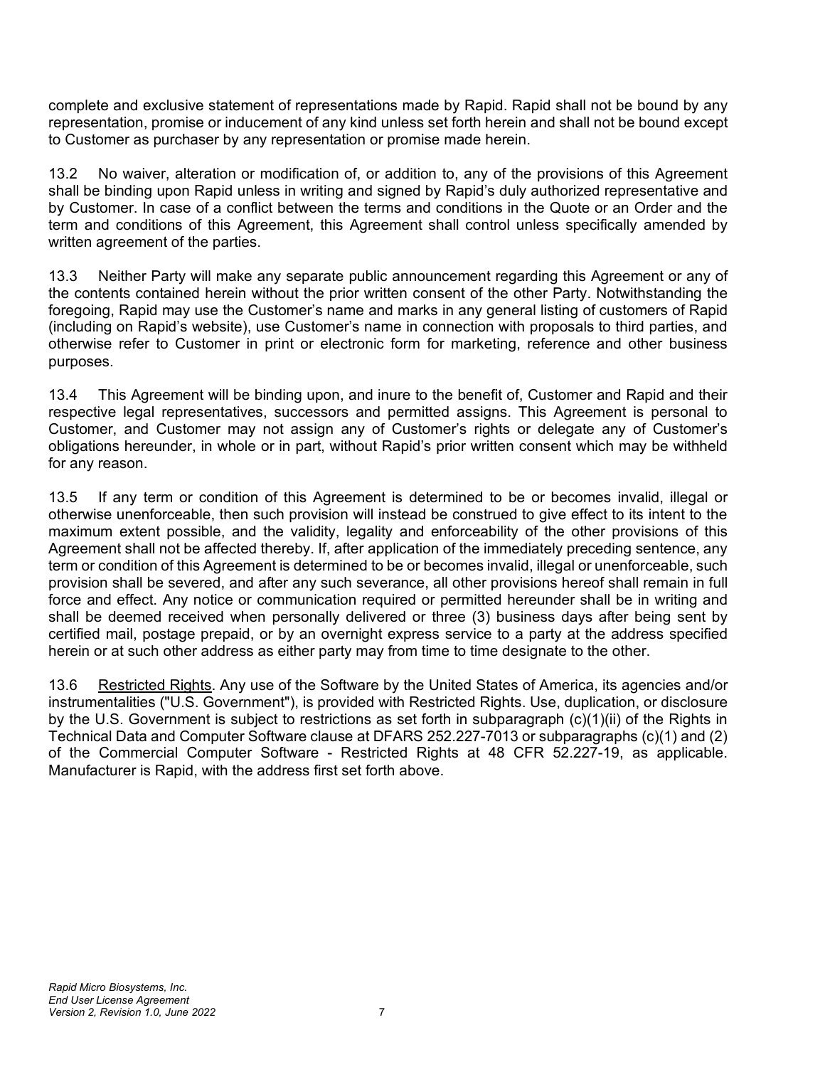complete and exclusive statement of representations made by Rapid. Rapid shall not be bound by any representation, promise or inducement of any kind unless set forth herein and shall not be bound except to Customer as purchaser by any representation or promise made herein.

13.2 No waiver, alteration or modification of, or addition to, any of the provisions of this Agreement shall be binding upon Rapid unless in writing and signed by Rapid's duly authorized representative and by Customer. In case of a conflict between the terms and conditions in the Quote or an Order and the term and conditions of this Agreement, this Agreement shall control unless specifically amended by written agreement of the parties.

13.3 Neither Party will make any separate public announcement regarding this Agreement or any of the contents contained herein without the prior written consent of the other Party. Notwithstanding the foregoing, Rapid may use the Customer's name and marks in any general listing of customers of Rapid (including on Rapid's website), use Customer's name in connection with proposals to third parties, and otherwise refer to Customer in print or electronic form for marketing, reference and other business purposes.

13.4 This Agreement will be binding upon, and inure to the benefit of, Customer and Rapid and their respective legal representatives, successors and permitted assigns. This Agreement is personal to Customer, and Customer may not assign any of Customer's rights or delegate any of Customer's obligations hereunder, in whole or in part, without Rapid's prior written consent which may be withheld for any reason.

13.5 If any term or condition of this Agreement is determined to be or becomes invalid, illegal or otherwise unenforceable, then such provision will instead be construed to give effect to its intent to the maximum extent possible, and the validity, legality and enforceability of the other provisions of this Agreement shall not be affected thereby. If, after application of the immediately preceding sentence, any term or condition of this Agreement is determined to be or becomes invalid, illegal or unenforceable, such provision shall be severed, and after any such severance, all other provisions hereof shall remain in full force and effect. Any notice or communication required or permitted hereunder shall be in writing and shall be deemed received when personally delivered or three (3) business days after being sent by certified mail, postage prepaid, or by an overnight express service to a party at the address specified herein or at such other address as either party may from time to time designate to the other.

13.6 Restricted Rights. Any use of the Software by the United States of America, its agencies and/or instrumentalities ("U.S. Government"), is provided with Restricted Rights. Use, duplication, or disclosure by the U.S. Government is subject to restrictions as set forth in subparagraph (c)(1)(ii) of the Rights in Technical Data and Computer Software clause at DFARS 252.227-7013 or subparagraphs (c)(1) and (2) of the Commercial Computer Software - Restricted Rights at 48 CFR 52.227-19, as applicable. Manufacturer is Rapid, with the address first set forth above.